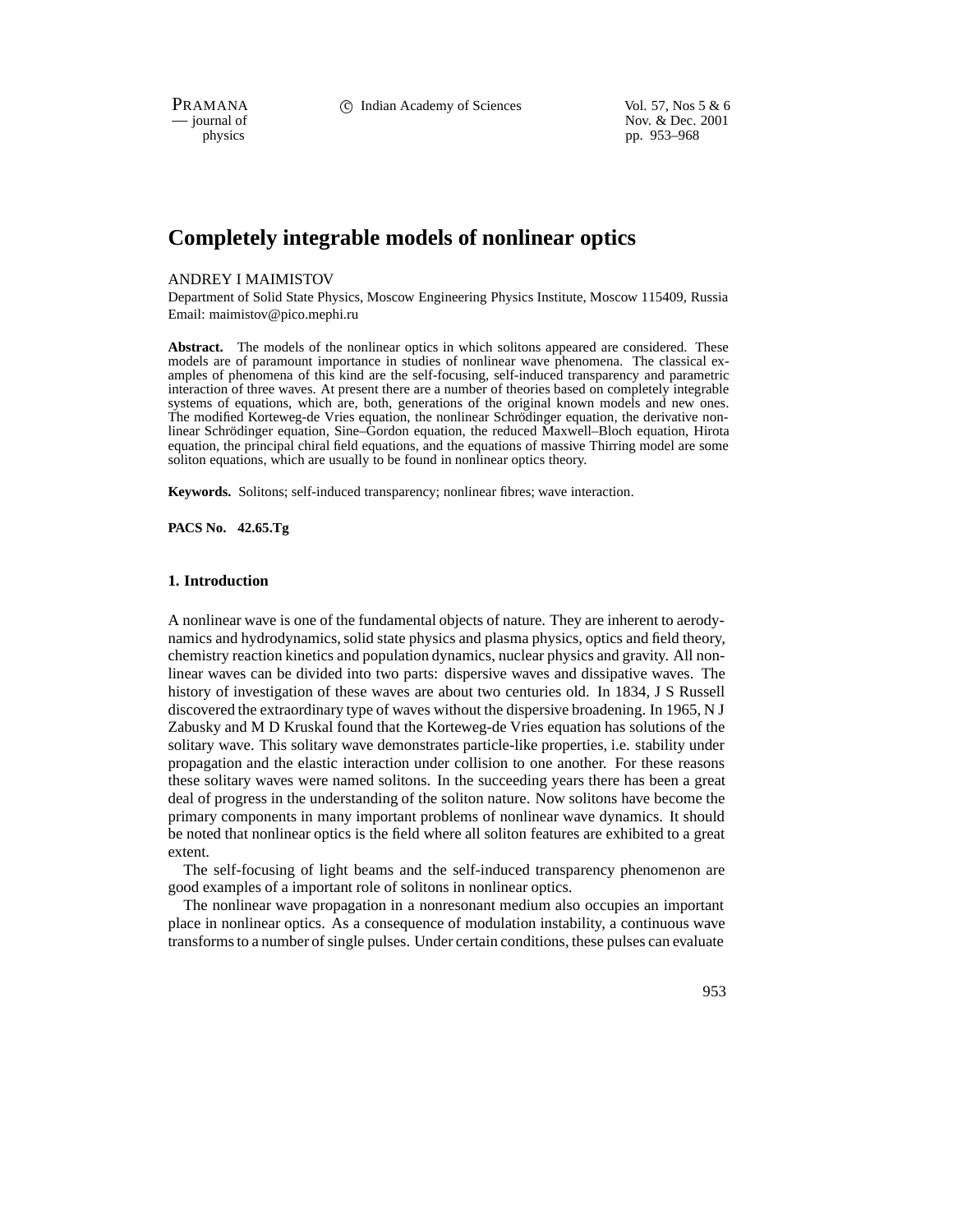# Completely integrable models of nonlinear optics

ANDREY I MAIMISTOV

Department of Solid State Physics, Moscow Engineering Physics Institute, Moscow 115409, Russia
Email: maimistov@pico.mephi.ru

**Abstract.** The models of the nonlinear optics in which solitons appeared are considered. These models are of paramount importance in studies of nonlinear wave phenomena. The classical examples of phenomena of this kind are the self-focusing, self-induced transparency and parametric interaction of three waves. At present there are a number of theories based on completely integrable systems of equations, which are, both, generations of the original known models and new ones. The modified Korteweg-de Vries equation, the nonlinear Schrödinger equation, the derivative nonlinear Schrödinger equation, Sine–Gordon equation, the reduced Maxwell–Bloch equation, Hirota equation, the principal chiral field equations, and the equations of massive Thirring model are some soliton equations, which are usually to be found in nonlinear optics theory.

**Keywords.** Solitons; self-induced transparency; nonlinear fibres; wave interaction.

**PACS No. 42.65.Tg**

## 1. Introduction

A nonlinear wave is one of the fundamental objects of nature. They are inherent to aerodynamics and hydrodynamics, solid state physics and plasma physics, optics and field theory, chemistry reaction kinetics and population dynamics, nuclear physics and gravity. All nonlinear waves can be divided into two parts: dispersive waves and dissipative waves. The history of investigation of these waves are about two centuries old. In 1834, J S Russell discovered the extraordinary type of waves without the dispersive broadening. In 1965, N J Zabusky and M D Kruskal found that the Korteweg-de Vries equation has solutions of the solitary wave. This solitary wave demonstrates particle-like properties, i.e. stability under propagation and the elastic interaction under collision to one another. For these reasons these solitary waves were named solitons. In the succeeding years there has been a great deal of progress in the understanding of the soliton nature. Now solitons have become the primary components in many important problems of nonlinear wave dynamics. It should be noted that nonlinear optics is the field where all soliton features are exhibited to a great extent.

The self-focusing of light beams and the self-induced transparency phenomenon are good examples of a important role of solitons in nonlinear optics.

The nonlinear wave propagation in a nonresonant medium also occupies an important place in nonlinear optics. As a consequence of modulation instability, a continuous wave transforms to a number of single pulses. Under certain conditions, these pulses can evaluate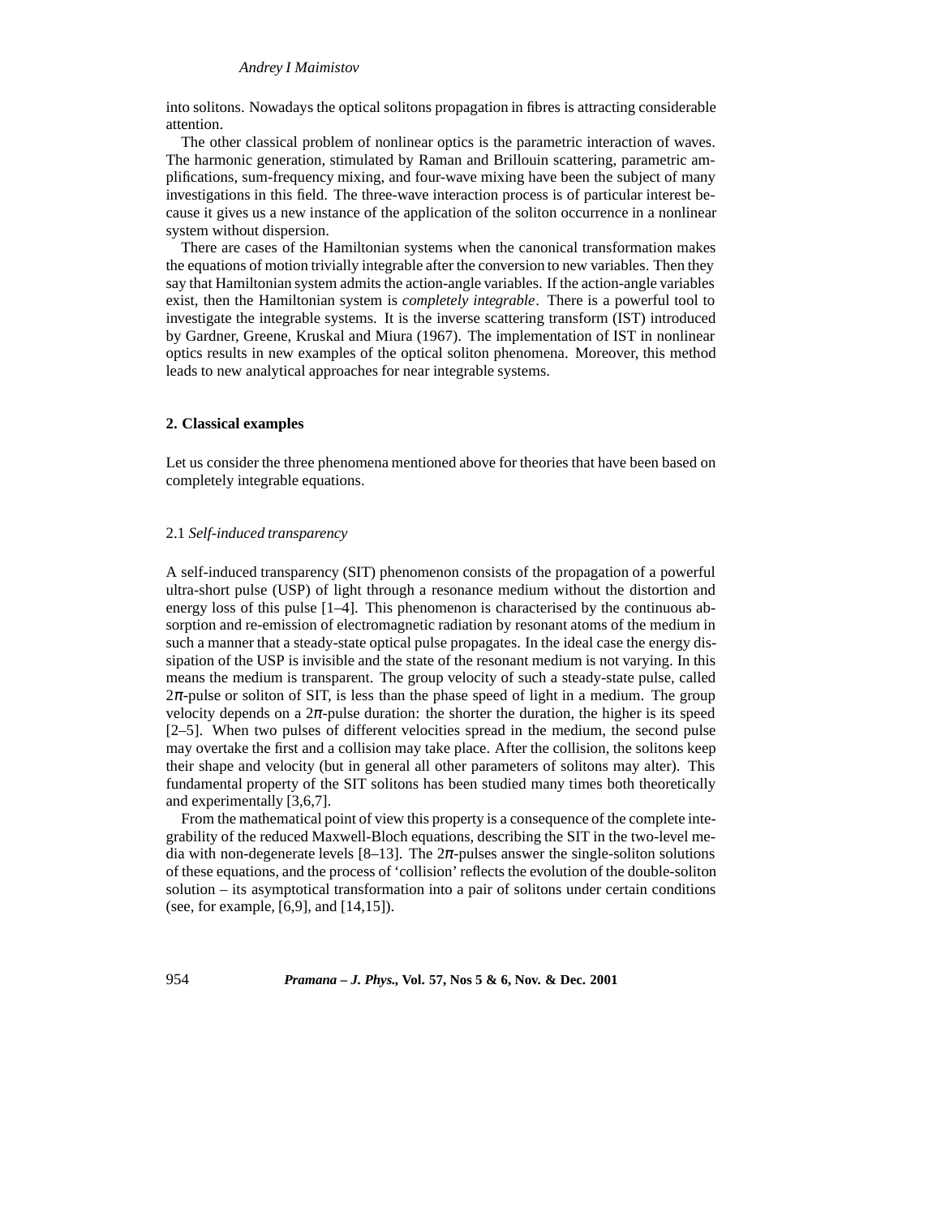into solitons. Nowadays the optical solitons propagation in fibres is attracting considerable attention.

The other classical problem of nonlinear optics is the parametric interaction of waves. The harmonic generation, stimulated by Raman and Brillouin scattering, parametric amplifications, sum-frequency mixing, and four-wave mixing have been the subject of many investigations in this field. The three-wave interaction process is of particular interest because it gives us a new instance of the application of the soliton occurrence in a nonlinear system without dispersion.

There are cases of the Hamiltonian systems when the canonical transformation makes the equations of motion trivially integrable after the conversion to new variables. Then they say that Hamiltonian system admits the action-angle variables. If the action-angle variables exist, then the Hamiltonian system is *completely integrable*. There is a powerful tool to investigate the integrable systems. It is the inverse scattering transform (IST) introduced by Gardner, Greene, Kruskal and Miura (1967). The implementation of IST in nonlinear optics results in new examples of the optical soliton phenomena. Moreover, this method leads to new analytical approaches for near integrable systems.

## 2. Classical examples

Let us consider the three phenomena mentioned above for theories that have been based on completely integrable equations.

### 2.1 *Self-induced transparency*

A self-induced transparency (SIT) phenomenon consists of the propagation of a powerful ultra-short pulse (USP) of light through a resonance medium without the distortion and energy loss of this pulse [1–4]. This phenomenon is characterised by the continuous absorption and re-emission of electromagnetic radiation by resonant atoms of the medium in such a manner that a steady-state optical pulse propagates. In the ideal case the energy dissipation of the USP is invisible and the state of the resonant medium is not varying. In this means the medium is transparent. The group velocity of such a steady-state pulse, called $2\pi$-pulse or soliton of SIT, is less than the phase speed of light in a medium. The group velocity depends on a $2\pi$-pulse duration: the shorter the duration, the higher is its speed [2–5]. When two pulses of different velocities spread in the medium, the second pulse may overtake the first and a collision may take place. After the collision, the solitons keep their shape and velocity (but in general all other parameters of solitons may alter). This fundamental property of the SIT solitons has been studied many times both theoretically and experimentally [3,6,7].

From the mathematical point of view this property is a consequence of the complete integrability of the reduced Maxwell-Bloch equations, describing the SIT in the two-level media with non-degenerate levels [8–13]. The $2\pi$-pulses answer the single-soliton solutions of these equations, and the process of 'collision' reflects the evolution of the double-soliton solution – its asymptotical transformation into a pair of solitons under certain conditions (see, for example, [6,9], and [14,15]).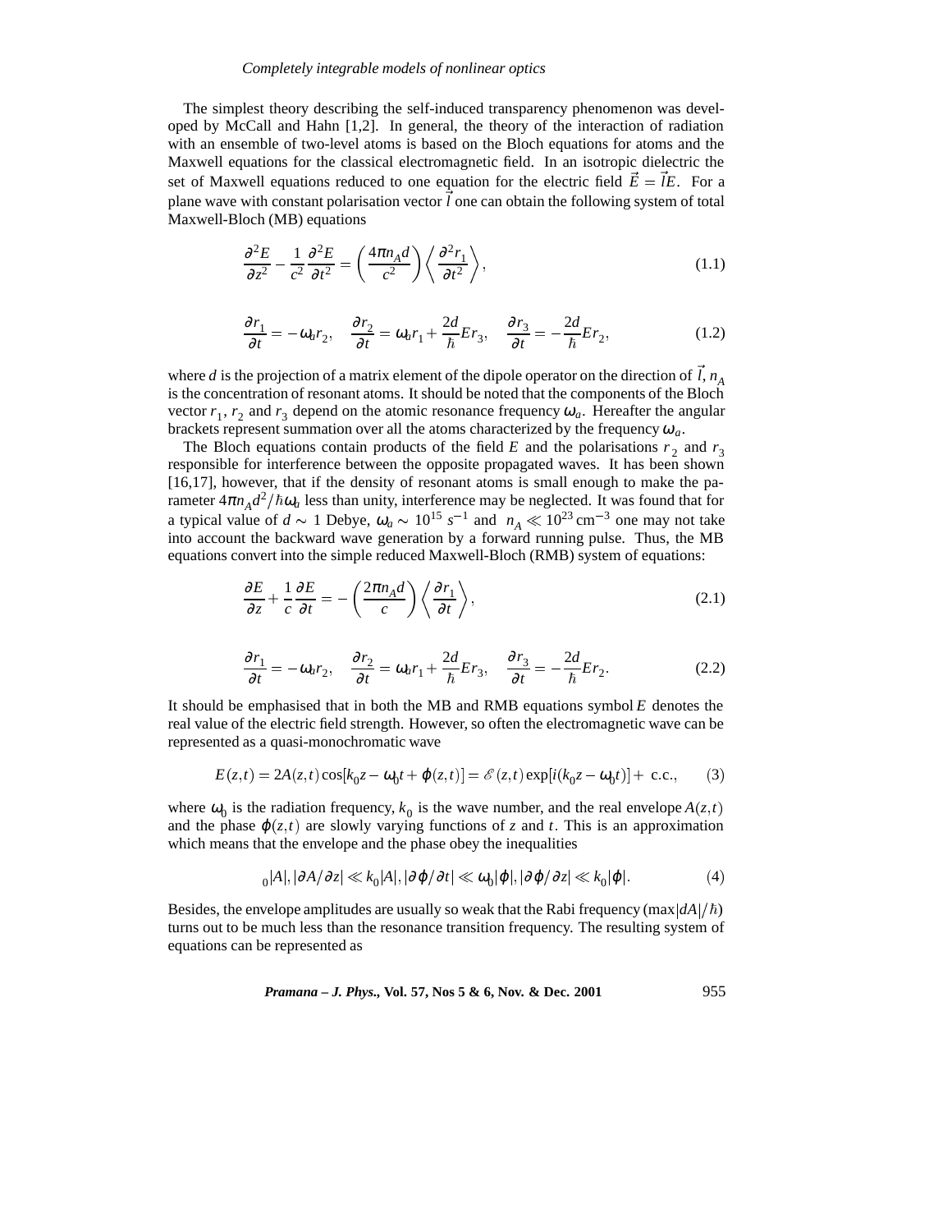The simplest theory describing the self-induced transparency phenomenon was developed by McCall and Hahn [1,2]. In general, the theory of the interaction of radiation with an ensemble of two-level atoms is based on the Bloch equations for atoms and the Maxwell equations for the classical electromagnetic field. In an isotropic dielectric the set of Maxwell equations reduced to one equation for the electric field $\vec{E} = \vec{l}E$. For a plane wave with constant polarisation vector $\vec{l}$ one can obtain the following system of total Maxwell-Bloch (MB) equations

$$\frac{\partial^2 E}{\partial z^2} - \frac{1}{c^2}\frac{\partial^2 E}{\partial t^2} = \left(\frac{4\pi n_A d}{c^2}\right)\left\langle \frac{\partial^2 r_1}{\partial t^2}\right\rangle, \tag{1.1}$$

$$\frac{\partial r_1}{\partial t} = -\omega_a r_2, \quad \frac{\partial r_2}{\partial t} = \omega_a r_1 + \frac{2d}{\hbar}E r_3, \quad \frac{\partial r_3}{\partial t} = -\frac{2d}{\hbar}E r_2, \tag{1.2}$$

where $d$ is the projection of a matrix element of the dipole operator on the direction of $\vec{l}$, $n_A$ is the concentration of resonant atoms. It should be noted that the components of the Bloch vector $r_1$, $r_2$ and $r_3$ depend on the atomic resonance frequency $\omega_a$. Hereafter the angular brackets represent summation over all the atoms characterized by the frequency $\omega_a$.

The Bloch equations contain products of the field $E$ and the polarisations $r_2$ and $r_3$ responsible for interference between the opposite propagated waves. It has been shown [16,17], however, that if the density of resonant atoms is small enough to make the parameter $4\pi n_A d^2/\hbar\omega_a$ less than unity, interference may be neglected. It was found that for a typical value of $d \sim 1$ Debye, $\omega_a \sim 10^{15}\ s^{-1}$ and $n_A \ll 10^{23}\,\mathrm{cm}^{-3}$ one may not take into account the backward wave generation by a forward running pulse. Thus, the MB equations convert into the simple reduced Maxwell-Bloch (RMB) system of equations:

$$\frac{\partial E}{\partial z} + \frac{1}{c}\frac{\partial E}{\partial t} = -\left(\frac{2\pi n_A d}{c}\right)\left\langle \frac{\partial r_1}{\partial t}\right\rangle, \tag{2.1}$$

$$\frac{\partial r_1}{\partial t} = -\omega_a r_2, \quad \frac{\partial r_2}{\partial t} = \omega_a r_1 + \frac{2d}{\hbar}E r_3, \quad \frac{\partial r_3}{\partial t} = -\frac{2d}{\hbar}E r_2. \tag{2.2}$$

It should be emphasised that in both the MB and RMB equations symbol $E$ denotes the real value of the electric field strength. However, so often the electromagnetic wave can be represented as a quasi-monochromatic wave

$$E(z,t) = 2A(z,t)\cos[k_0 z - \omega_0 t + \varphi(z,t)] = \mathscr{E}(z,t)\exp[i(k_0 z - \omega_0 t)] + \text{ c.c.}, \tag{3}$$

where $\omega_0$ is the radiation frequency, $k_0$ is the wave number, and the real envelope $A(z,t)$ and the phase $\varphi(z,t)$ are slowly varying functions of $z$ and $t$. This is an approximation which means that the envelope and the phase obey the inequalities

$$_0|A|, |\partial A/\partial z| \ll k_0|A|, |\partial\varphi/\partial t| \ll \omega_0|\varphi|, |\partial\varphi/\partial z| \ll k_0|\varphi|. \tag{4}$$

Besides, the envelope amplitudes are usually so weak that the Rabi frequency $(\max|dA|/\hbar)$ turns out to be much less than the resonance transition frequency. The resulting system of equations can be represented as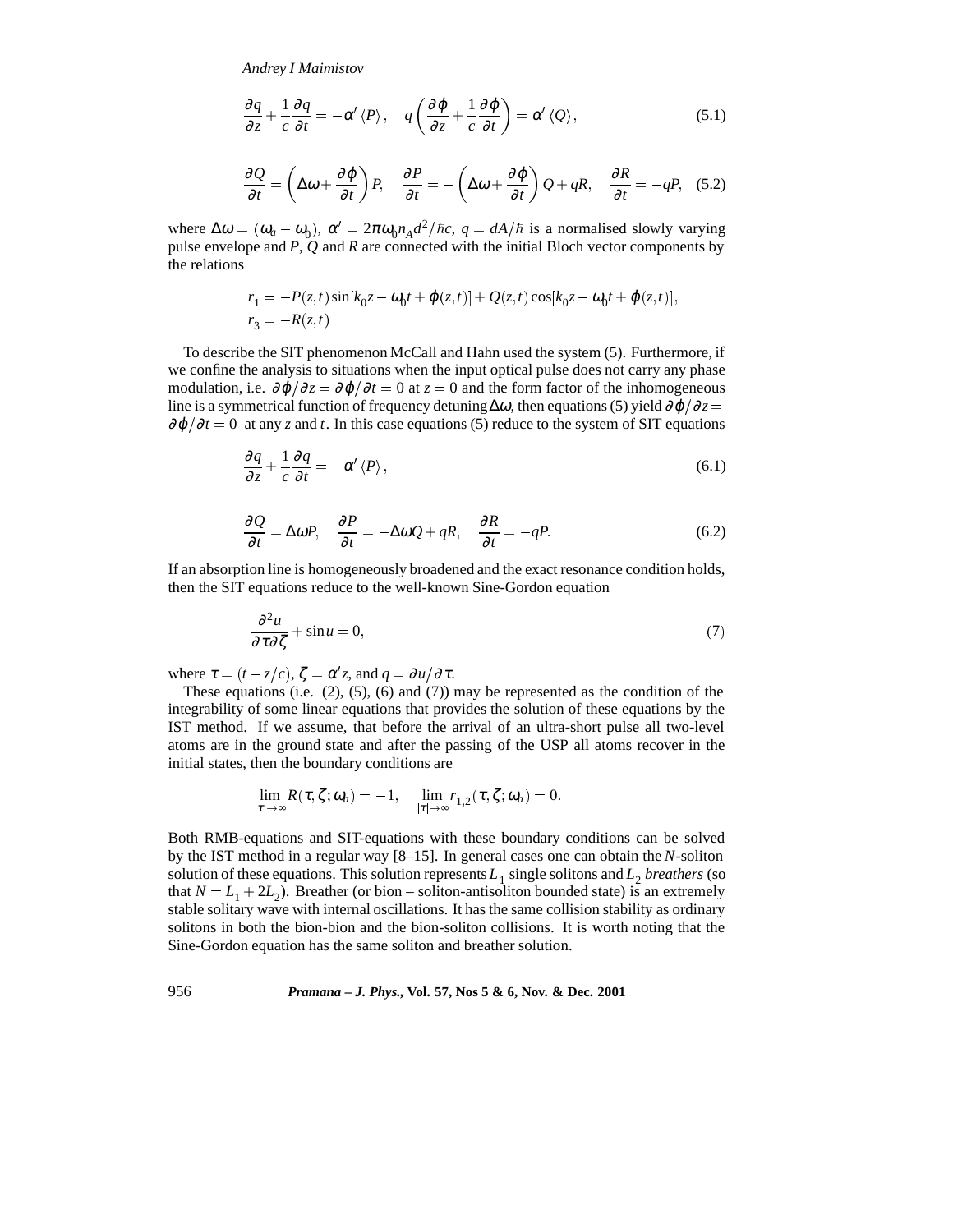$$\frac{\partial q}{\partial z}+\frac{1}{c}\frac{\partial q}{\partial t}=-\alpha'\langle P\rangle, \quad q\left(\frac{\partial \varphi}{\partial z}+\frac{1}{c}\frac{\partial \varphi}{\partial t}\right)=\alpha'\langle Q\rangle, \tag{5.1}$$

$$\frac{\partial Q}{\partial t}=\left(\Delta\omega+\frac{\partial \varphi}{\partial t}\right)P, \quad \frac{\partial P}{\partial t}=-\left(\Delta\omega+\frac{\partial \varphi}{\partial t}\right)Q+qR, \quad \frac{\partial R}{\partial t}=-qP, \tag{5.2}$$

where $\Delta\omega=(\omega_a-\omega_0)$, $\alpha'=2\pi\omega_0 n_A d^2/\hbar c$, $q=dA/\hbar$ is a normalised slowly varying pulse envelope and $P$, $Q$ and $R$ are connected with the initial Bloch vector components by the relations

$$r_1=-P(z,t)\sin[k_0z-\omega_0t+\varphi(z,t)]+Q(z,t)\cos[k_0z-\omega_0t+\varphi(z,t)],$$
$$r_3=-R(z,t)$$

To describe the SIT phenomenon McCall and Hahn used the system (5). Furthermore, if we confine the analysis to situations when the input optical pulse does not carry any phase modulation, i.e. $\partial\varphi/\partial z=\partial\varphi/\partial t=0$ at $z=0$ and the form factor of the inhomogeneous line is a symmetrical function of frequency detuning $\Delta\omega$, then equations (5) yield $\partial\varphi/\partial z=\partial\varphi/\partial t=0$ at any $z$ and $t$. In this case equations (5) reduce to the system of SIT equations

$$\frac{\partial q}{\partial z}+\frac{1}{c}\frac{\partial q}{\partial t}=-\alpha'\langle P\rangle, \tag{6.1}$$

$$\frac{\partial Q}{\partial t}=\Delta\omega P, \quad \frac{\partial P}{\partial t}=-\Delta\omega Q+qR, \quad \frac{\partial R}{\partial t}=-qP. \tag{6.2}$$

If an absorption line is homogeneously broadened and the exact resonance condition holds, then the SIT equations reduce to the well-known Sine-Gordon equation

$$\frac{\partial^2 u}{\partial\tau\partial\zeta}+\sin u=0, \tag{7}$$

where $\tau=(t-z/c)$, $\zeta=\alpha' z$, and $q=\partial u/\partial\tau$.

These equations (i.e. (2), (5), (6) and (7)) may be represented as the condition of the integrability of some linear equations that provides the solution of these equations by the IST method. If we assume, that before the arrival of an ultra-short pulse all two-level atoms are in the ground state and after the passing of the USP all atoms recover in the initial states, then the boundary conditions are

$$\lim_{|\tau|\to\infty} R(\tau,\zeta;\omega_a)=-1, \quad \lim_{|\tau|\to\infty} r_{1,2}(\tau,\zeta;\omega_a)=0.$$

Both RMB-equations and SIT-equations with these boundary conditions can be solved by the IST method in a regular way [8–15]. In general cases one can obtain the $N$-soliton solution of these equations. This solution represents $L_1$ single solitons and $L_2$ *breathers* (so that $N=L_1+2L_2$). Breather (or bion – soliton-antisoliton bounded state) is an extremely stable solitary wave with internal oscillations. It has the same collision stability as ordinary solitons in both the bion-bion and the bion-soliton collisions. It is worth noting that the Sine-Gordon equation has the same soliton and breather solution.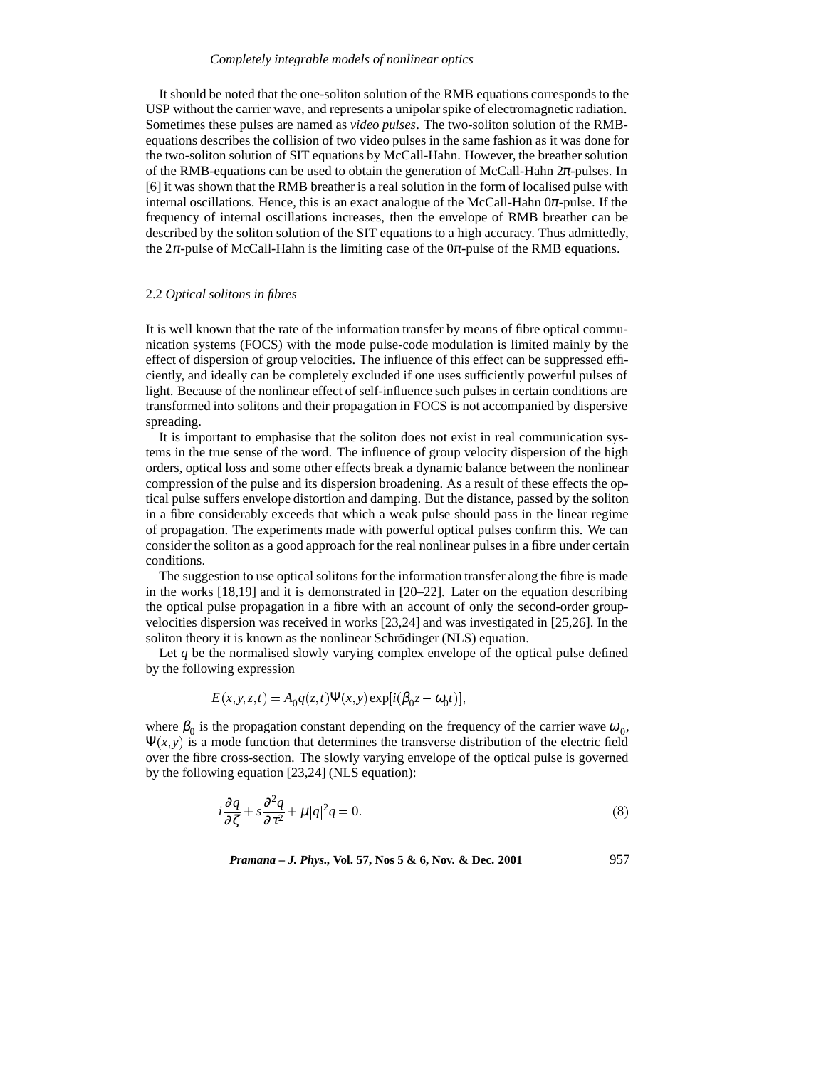It should be noted that the one-soliton solution of the RMB equations corresponds to the USP without the carrier wave, and represents a unipolar spike of electromagnetic radiation. Sometimes these pulses are named as *video pulses*. The two-soliton solution of the RMB-equations describes the collision of two video pulses in the same fashion as it was done for the two-soliton solution of SIT equations by McCall-Hahn. However, the breather solution of the RMB-equations can be used to obtain the generation of McCall-Hahn $2\pi$-pulses. In [6] it was shown that the RMB breather is a real solution in the form of localised pulse with internal oscillations. Hence, this is an exact analogue of the McCall-Hahn $0\pi$-pulse. If the frequency of internal oscillations increases, then the envelope of RMB breather can be described by the soliton solution of the SIT equations to a high accuracy. Thus admittedly, the $2\pi$-pulse of McCall-Hahn is the limiting case of the $0\pi$-pulse of the RMB equations.

### 2.2 *Optical solitons in fibres*

It is well known that the rate of the information transfer by means of fibre optical communication systems (FOCS) with the mode pulse-code modulation is limited mainly by the effect of dispersion of group velocities. The influence of this effect can be suppressed efficiently, and ideally can be completely excluded if one uses sufficiently powerful pulses of light. Because of the nonlinear effect of self-influence such pulses in certain conditions are transformed into solitons and their propagation in FOCS is not accompanied by dispersive spreading.

It is important to emphasise that the soliton does not exist in real communication systems in the true sense of the word. The influence of group velocity dispersion of the high orders, optical loss and some other effects break a dynamic balance between the nonlinear compression of the pulse and its dispersion broadening. As a result of these effects the optical pulse suffers envelope distortion and damping. But the distance, passed by the soliton in a fibre considerably exceeds that which a weak pulse should pass in the linear regime of propagation. The experiments made with powerful optical pulses confirm this. We can consider the soliton as a good approach for the real nonlinear pulses in a fibre under certain conditions.

The suggestion to use optical solitons for the information transfer along the fibre is made in the works [18,19] and it is demonstrated in [20–22]. Later on the equation describing the optical pulse propagation in a fibre with an account of only the second-order group-velocities dispersion was received in works [23,24] and was investigated in [25,26]. In the soliton theory it is known as the nonlinear Schrödinger (NLS) equation.

Let $q$ be the normalised slowly varying complex envelope of the optical pulse defined by the following expression

$$E(x,y,z,t) = A_0 q(z,t)\Psi(x,y)\exp[i(\beta_0 z - \omega_0 t)],$$

where $\beta_0$ is the propagation constant depending on the frequency of the carrier wave $\omega_0$, $\Psi(x,y)$ is a mode function that determines the transverse distribution of the electric field over the fibre cross-section. The slowly varying envelope of the optical pulse is governed by the following equation [23,24] (NLS equation):

$$i\frac{\partial q}{\partial \zeta} + s\frac{\partial^2 q}{\partial \tau^2} + \mu|q|^2 q = 0. \tag{8}$$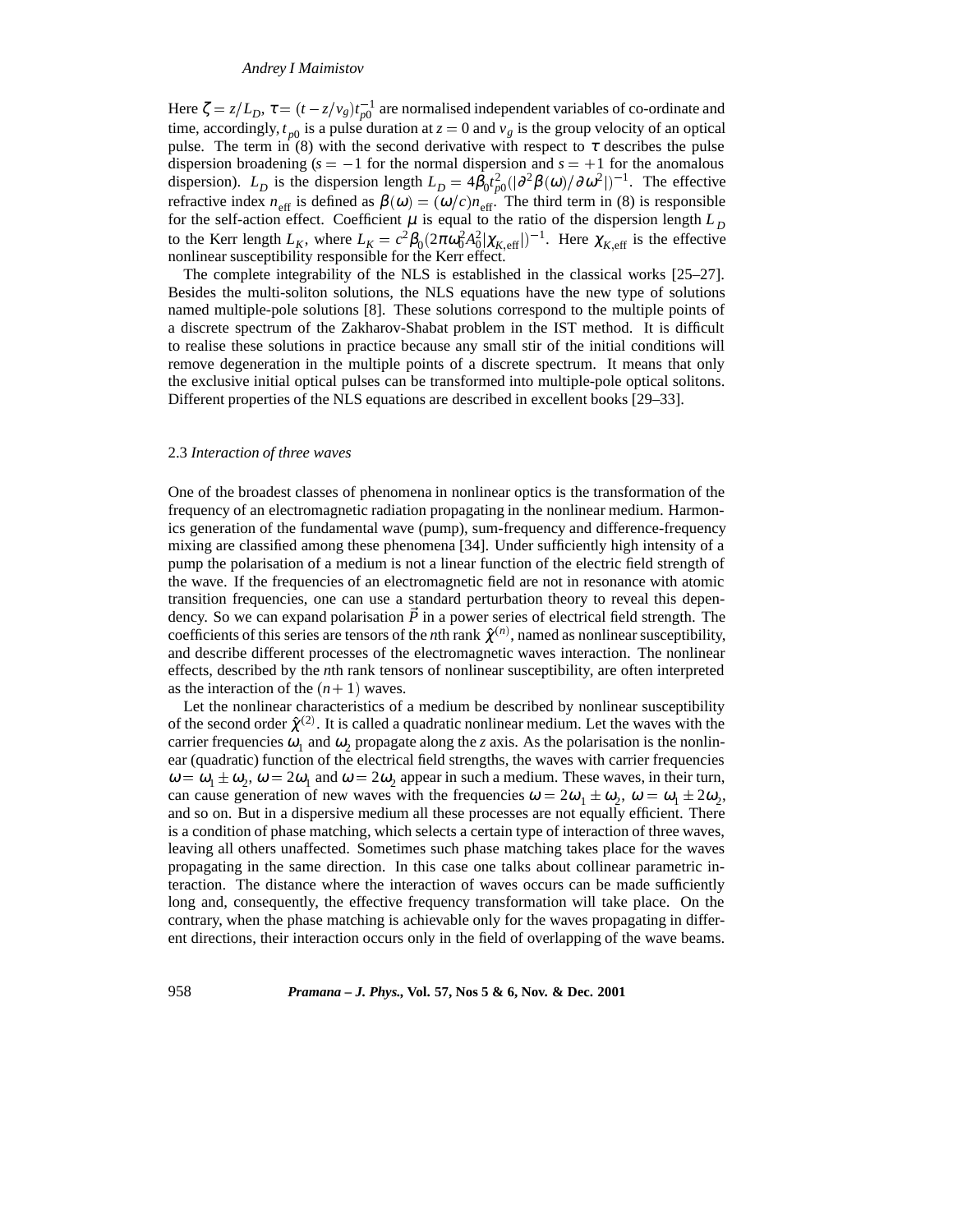Here $\zeta = z/L_D$, $\tau = (t - z/v_g)t_{p0}^{-1}$ are normalised independent variables of co-ordinate and time, accordingly, $t_{p0}$ is a pulse duration at $z = 0$ and $v_g$ is the group velocity of an optical pulse. The term in (8) with the second derivative with respect to $\tau$ describes the pulse dispersion broadening ($s = -1$ for the normal dispersion and $s = +1$ for the anomalous dispersion). $L_D$ is the dispersion length $L_D = 4\beta_0 t_{p0}^2(|\partial^2\beta(\omega)/\partial\omega^2|)^{-1}$. The effective refractive index $n_{\text{eff}}$ is defined as $\beta(\omega) = (\omega/c)n_{\text{eff}}$. The third term in (8) is responsible for the self-action effect. Coefficient $\mu$ is equal to the ratio of the dispersion length $L_D$ to the Kerr length $L_K$, where $L_K = c^2\beta_0(2\pi\omega_0^2 A_0^2|\chi_{K,\text{eff}}|)^{-1}$. Here $\chi_{K,\text{eff}}$ is the effective nonlinear susceptibility responsible for the Kerr effect.

The complete integrability of the NLS is established in the classical works [25–27]. Besides the multi-soliton solutions, the NLS equations have the new type of solutions named multiple-pole solutions [8]. These solutions correspond to the multiple points of a discrete spectrum of the Zakharov-Shabat problem in the IST method. It is difficult to realise these solutions in practice because any small stir of the initial conditions will remove degeneration in the multiple points of a discrete spectrum. It means that only the exclusive initial optical pulses can be transformed into multiple-pole optical solitons. Different properties of the NLS equations are described in excellent books [29–33].

### 2.3 *Interaction of three waves*

One of the broadest classes of phenomena in nonlinear optics is the transformation of the frequency of an electromagnetic radiation propagating in the nonlinear medium. Harmonics generation of the fundamental wave (pump), sum-frequency and difference-frequency mixing are classified among these phenomena [34]. Under sufficiently high intensity of a pump the polarisation of a medium is not a linear function of the electric field strength of the wave. If the frequencies of an electromagnetic field are not in resonance with atomic transition frequencies, one can use a standard perturbation theory to reveal this dependency. So we can expand polarisation $\vec{P}$ in a power series of electrical field strength. The coefficients of this series are tensors of the $n$th rank $\hat{\chi}^{(n)}$, named as nonlinear susceptibility, and describe different processes of the electromagnetic waves interaction. The nonlinear effects, described by the $n$th rank tensors of nonlinear susceptibility, are often interpreted as the interaction of the $(n+1)$ waves.

Let the nonlinear characteristics of a medium be described by nonlinear susceptibility of the second order $\hat{\chi}^{(2)}$. It is called a quadratic nonlinear medium. Let the waves with the carrier frequencies $\omega_1$ and $\omega_2$ propagate along the $z$ axis. As the polarisation is the nonlinear (quadratic) function of the electrical field strengths, the waves with carrier frequencies $\omega = \omega_1 \pm \omega_2$, $\omega = 2\omega_1$ and $\omega = 2\omega_2$ appear in such a medium. These waves, in their turn, can cause generation of new waves with the frequencies $\omega = 2\omega_1 \pm \omega_2$, $\omega = \omega_1 \pm 2\omega_2$, and so on. But in a dispersive medium all these processes are not equally efficient. There is a condition of phase matching, which selects a certain type of interaction of three waves, leaving all others unaffected. Sometimes such phase matching takes place for the waves propagating in the same direction. In this case one talks about collinear parametric interaction. The distance where the interaction of waves occurs can be made sufficiently long and, consequently, the effective frequency transformation will take place. On the contrary, when the phase matching is achievable only for the waves propagating in different directions, their interaction occurs only in the field of overlapping of the wave beams.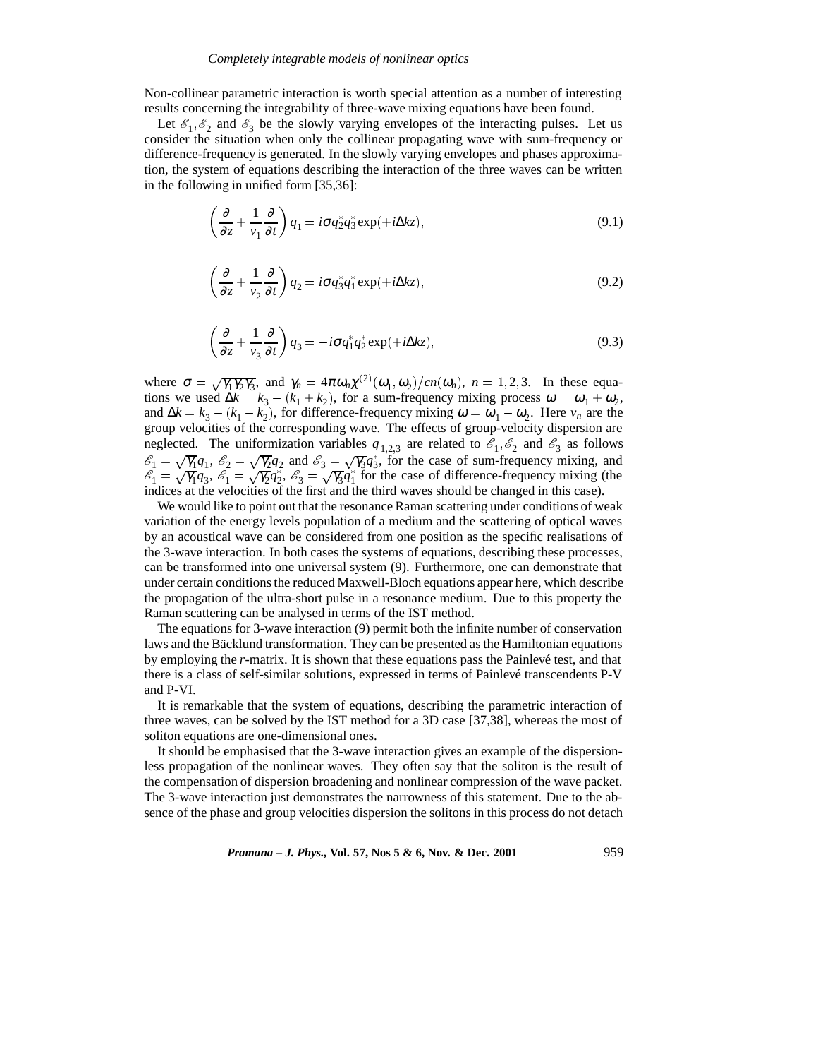Non-collinear parametric interaction is worth special attention as a number of interesting results concerning the integrability of three-wave mixing equations have been found.

Let $\mathscr{E}_1, \mathscr{E}_2$ and $\mathscr{E}_3$ be the slowly varying envelopes of the interacting pulses. Let us consider the situation when only the collinear propagating wave with sum-frequency or difference-frequency is generated. In the slowly varying envelopes and phases approximation, the system of equations describing the interaction of the three waves can be written in the following in unified form [35,36]:

$$\left(\frac{\partial}{\partial z} + \frac{1}{v_1}\frac{\partial}{\partial t}\right) q_1 = i\sigma q_2^* q_3^* \exp(+i\Delta kz), \tag{9.1}$$

$$\left(\frac{\partial}{\partial z} + \frac{1}{v_2}\frac{\partial}{\partial t}\right) q_2 = i\sigma q_3^* q_1^* \exp(+i\Delta kz), \tag{9.2}$$

$$\left(\frac{\partial}{\partial z} + \frac{1}{v_3}\frac{\partial}{\partial t}\right) q_3 = -i\sigma q_1^* q_2^* \exp(+i\Delta kz), \tag{9.3}$$

where $\sigma = \sqrt{\gamma_1\gamma_2\gamma_3}$, and $\gamma_n = 4\pi\omega_n\chi^{(2)}(\omega_1, \omega_2)/cn(\omega_n)$, $n = 1, 2, 3$. In these equations we used $\Delta k = k_3 - (k_1 + k_2)$, for a sum-frequency mixing process $\omega = \omega_1 + \omega_2$, and $\Delta k = k_3 - (k_1 - k_2)$, for difference-frequency mixing $\omega = \omega_1 - \omega_2$. Here $v_n$ are the group velocities of the corresponding wave. The effects of group-velocity dispersion are neglected. The uniformization variables $q_{1,2,3}$ are related to $\mathscr{E}_1, \mathscr{E}_2$ and $\mathscr{E}_3$ as follows $\mathscr{E}_1 = \sqrt{\gamma_1}q_1$, $\mathscr{E}_2 = \sqrt{\gamma_2}q_2$ and $\mathscr{E}_3 = \sqrt{\gamma_3}q_3^*$, for the case of sum-frequency mixing, and $\mathscr{E}_1 = \sqrt{\gamma_1}q_3$, $\mathscr{E}_1 = \sqrt{\gamma_2}q_2^*$, $\mathscr{E}_3 = \sqrt{\gamma_3}q_1^*$ for the case of difference-frequency mixing (the indices at the velocities of the first and the third waves should be changed in this case).

We would like to point out that the resonance Raman scattering under conditions of weak variation of the energy levels population of a medium and the scattering of optical waves by an acoustical wave can be considered from one position as the specific realisations of the 3-wave interaction. In both cases the systems of equations, describing these processes, can be transformed into one universal system (9). Furthermore, one can demonstrate that under certain conditions the reduced Maxwell-Bloch equations appear here, which describe the propagation of the ultra-short pulse in a resonance medium. Due to this property the Raman scattering can be analysed in terms of the IST method.

The equations for 3-wave interaction (9) permit both the infinite number of conservation laws and the Bäcklund transformation. They can be presented as the Hamiltonian equations by employing the *r*-matrix. It is shown that these equations pass the Painlevé test, and that there is a class of self-similar solutions, expressed in terms of Painlevé transcendents P-V and P-VI.

It is remarkable that the system of equations, describing the parametric interaction of three waves, can be solved by the IST method for a 3D case [37,38], whereas the most of soliton equations are one-dimensional ones.

It should be emphasised that the 3-wave interaction gives an example of the dispersionless propagation of the nonlinear waves. They often say that the soliton is the result of the compensation of dispersion broadening and nonlinear compression of the wave packet. The 3-wave interaction just demonstrates the narrowness of this statement. Due to the absence of the phase and group velocities dispersion the solitons in this process do not detach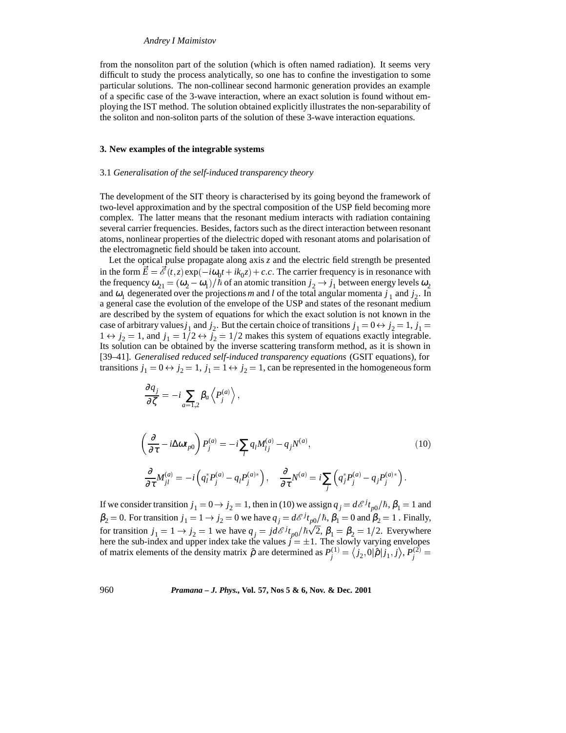from the nonsoliton part of the solution (which is often named radiation). It seems very difficult to study the process analytically, so one has to confine the investigation to some particular solutions. The non-collinear second harmonic generation provides an example of a specific case of the 3-wave interaction, where an exact solution is found without employing the IST method. The solution obtained explicitly illustrates the non-separability of the soliton and non-soliton parts of the solution of these 3-wave interaction equations.

## 3. New examples of the integrable systems

### 3.1 *Generalisation of the self-induced transparency theory*

The development of the SIT theory is characterised by its going beyond the framework of two-level approximation and by the spectral composition of the USP field becoming more complex. The latter means that the resonant medium interacts with radiation containing several carrier frequencies. Besides, factors such as the direct interaction between resonant atoms, nonlinear properties of the dielectric doped with resonant atoms and polarisation of the electromagnetic field should be taken into account.

Let the optical pulse propagate along axis $z$ and the electric field strength be presented in the form $\vec{E} = \vec{\mathscr{E}}(t,z)\exp(-i\omega_0 t + ik_0 z) + c.c.$ The carrier frequency is in resonance with the frequency $\omega_{21} = (\omega_2 - \omega_1)/\hbar$ of an atomic transition $j_2 \rightarrow j_1$ between energy levels $\omega_2$ and $\omega_1$ degenerated over the projections $m$ and $l$ of the total angular momenta $j_1$ and $j_2$. In a general case the evolution of the envelope of the USP and states of the resonant medium are described by the system of equations for which the exact solution is not known in the case of arbitrary values $j_1$ and $j_2$. But the certain choice of transitions $j_1 = 0 \leftrightarrow j_2 = 1$, $j_1 = 1 \leftrightarrow j_2 = 1$, and $j_1 = 1/2 \leftrightarrow j_2 = 1/2$ makes this system of equations exactly integrable. Its solution can be obtained by the inverse scattering transform method, as it is shown in [39–41]. *Generalised reduced self-induced transparency equations* (GSIT equations), for transitions $j_1 = 0 \leftrightarrow j_2 = 1$, $j_1 = 1 \leftrightarrow j_2 = 1$, can be represented in the homogeneous form

$$
\begin{aligned}
&\frac{\partial q_j}{\partial \zeta} = -i \sum_{a=1,2} \beta_a \left\langle P_j^{(a)} \right\rangle, \\
&\left(\frac{\partial}{\partial \tau} - i\Delta\omega t_{p0}\right) P_j^{(a)} = -i \sum_l q_l M_{lj}^{(a)} - q_j N^{(a)}, \qquad (10)\\
&\frac{\partial}{\partial \tau} M_{jl}^{(a)} = -i\left(q_l^* P_j^{(a)} - q_l P_j^{(a)*}\right), \quad \frac{\partial}{\partial \tau} N^{(a)} = i \sum_j \left(q_j^* P_j^{(a)} - q_j P_j^{(a)*}\right).
\end{aligned}
$$

If we consider transition $j_1 = 0 \rightarrow j_2 = 1$, then in (10) we assign $q_j = d\mathscr{E}^j t_{p0}/\hbar$, $\beta_1 = 1$ and $\beta_2 = 0$. For transition $j_1 = 1 \rightarrow j_2 = 0$ we have $q_j = d\mathscr{E}^j t_{p0}/\hbar$, $\beta_1 = 0$ and $\beta_2 = 1$ . Finally, for transition $j_1 = 1 \rightarrow j_2 = 1$ we have $q_j = jd\mathscr{E}^j t_{p0}/\hbar\sqrt{2}$, $\beta_1 = \beta_2 = 1/2$. Everywhere here the sub-index and upper index take the values $j = \pm 1$. The slowly varying envelopes of matrix elements of the density matrix $\hat{\rho}$ are determined as $P_j^{(1)} = \left\langle j_2, 0|\hat{\rho}|j_1, j\right\rangle$, $P_j^{(2)} =$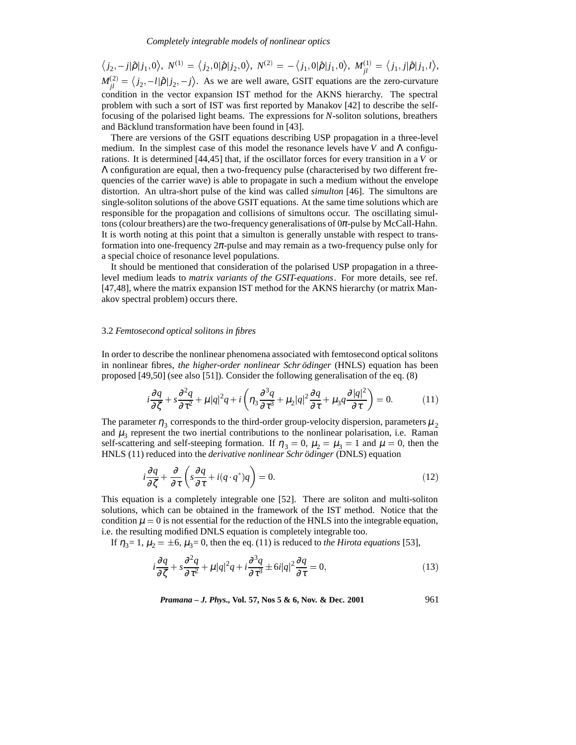$\langle j_2, -j|\hat{\rho}|j_1, 0\rangle$, $N^{(1)} = \langle j_2, 0|\hat{\rho}|j_2, 0\rangle$, $N^{(2)} = -\langle j_1, 0|\hat{\rho}|j_1, 0\rangle$, $M^{(1)}_{jl} = \langle j_1, j|\hat{\rho}|j_1, l\rangle$, $M^{(2)}_{jl} = \langle j_2, -l|\hat{\rho}|j_2, -j\rangle$. As we are well aware, GSIT equations are the zero-curvature condition in the vector expansion IST method for the AKNS hierarchy. The spectral problem with such a sort of IST was first reported by Manakov [42] to describe the self-focusing of the polarised light beams. The expressions for *N*-soliton solutions, breathers and Bäcklund transformation have been found in [43].

There are versions of the GSIT equations describing USP propagation in a three-level medium. In the simplest case of this model the resonance levels have $V$ and $\Lambda$ configurations. It is determined [44,45] that, if the oscillator forces for every transition in a $V$ or $\Lambda$ configuration are equal, then a two-frequency pulse (characterised by two different frequencies of the carrier wave) is able to propagate in such a medium without the envelope distortion. An ultra-short pulse of the kind was called *simulton* [46]. The simultons are single-soliton solutions of the above GSIT equations. At the same time solutions which are responsible for the propagation and collisions of simultons occur. The oscillating simultons (colour breathers) are the two-frequency generalisations of $0\pi$-pulse by McCall-Hahn. It is worth noting at this point that a simulton is generally unstable with respect to transformation into one-frequency $2\pi$-pulse and may remain as a two-frequency pulse only for a special choice of resonance level populations.

It should be mentioned that consideration of the polarised USP propagation in a three-level medium leads to *matrix variants of the GSIT-equations*. For more details, see ref. [47,48], where the matrix expansion IST method for the AKNS hierarchy (or matrix Manakov spectral problem) occurs there.

### 3.2 *Femtosecond optical solitons in fibres*

In order to describe the nonlinear phenomena associated with femtosecond optical solitons in nonlinear fibres, *the higher-order nonlinear Schrödinger* (HNLS) equation has been proposed [49,50] (see also [51]). Consider the following generalisation of the eq. (8)

$$i\frac{\partial q}{\partial \zeta} + s\frac{\partial^2 q}{\partial \tau^2} + \mu|q|^2 q + i\left(\eta_3\frac{\partial^3 q}{\partial \tau^3} + \mu_2|q|^2\frac{\partial q}{\partial \tau} + \mu_3 q\frac{\partial |q|^2}{\partial \tau}\right) = 0. \tag{11}$$

The parameter $\eta_3$ corresponds to the third-order group-velocity dispersion, parameters $\mu_2$ and $\mu_3$ represent the two inertial contributions to the nonlinear polarisation, i.e. Raman self-scattering and self-steeping formation. If $\eta_3 = 0$, $\mu_2 = \mu_3 = 1$ and $\mu = 0$, then the HNLS (11) reduced into the *derivative nonlinear Schrödinger* (DNLS) equation

$$i\frac{\partial q}{\partial \zeta} + \frac{\partial}{\partial \tau}\left(s\frac{\partial q}{\partial \tau} + i(q\cdot q^*)q\right) = 0. \tag{12}$$

This equation is a completely integrable one [52]. There are soliton and multi-soliton solutions, which can be obtained in the framework of the IST method. Notice that the condition $\mu = 0$ is not essential for the reduction of the HNLS into the integrable equation, i.e. the resulting modified DNLS equation is completely integrable too.

If $\eta_3$= 1, $\mu_2 = \pm 6$, $\mu_3$= 0, then the eq. (11) is reduced to *the Hirota equations* [53],

$$i\frac{\partial q}{\partial \zeta} + s\frac{\partial^2 q}{\partial \tau^2} + \mu|q|^2 q + i\frac{\partial^3 q}{\partial \tau^3} \pm 6i|q|^2\frac{\partial q}{\partial \tau} = 0, \tag{13}$$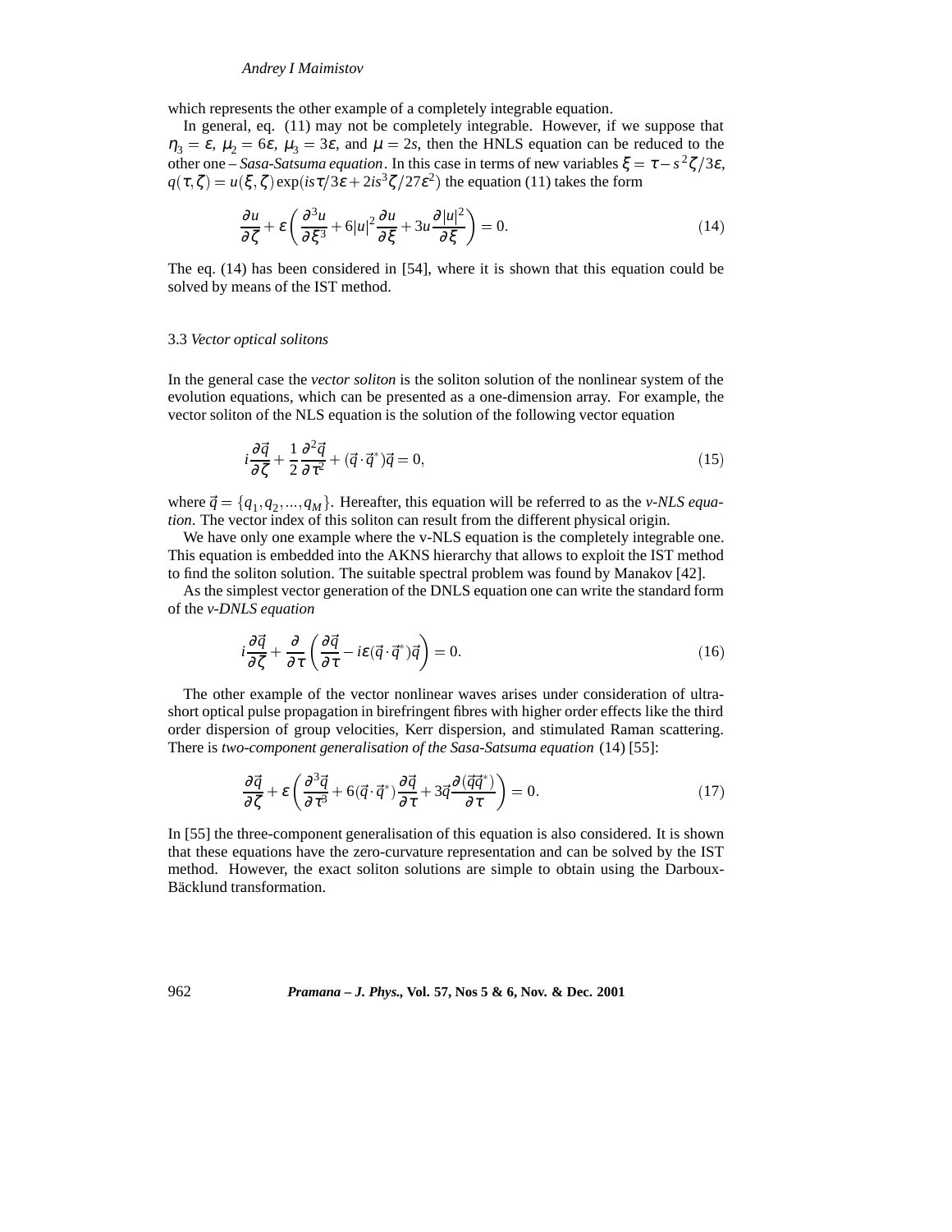which represents the other example of a completely integrable equation.

In general, eq. (11) may not be completely integrable. However, if we suppose that $\eta_3 = \varepsilon$, $\mu_2 = 6\varepsilon$, $\mu_3 = 3\varepsilon$, and $\mu = 2s$, then the HNLS equation can be reduced to the other one – *Sasa-Satsuma equation*. In this case in terms of new variables $\xi = \tau - s^2\zeta/3\varepsilon$, $q(\tau,\zeta) = u(\xi,\zeta)\exp(is\tau/3\varepsilon + 2is^3\zeta/27\varepsilon^2)$ the equation (11) takes the form

$$\frac{\partial u}{\partial \zeta} + \varepsilon\left(\frac{\partial^3 u}{\partial \xi^3} + 6|u|^2\frac{\partial u}{\partial \xi} + 3u\frac{\partial |u|^2}{\partial \xi}\right) = 0. \tag{14}$$

The eq. (14) has been considered in [54], where it is shown that this equation could be solved by means of the IST method.

### 3.3 *Vector optical solitons*

In the general case the *vector soliton* is the soliton solution of the nonlinear system of the evolution equations, which can be presented as a one-dimension array. For example, the vector soliton of the NLS equation is the solution of the following vector equation

$$i\frac{\partial \vec{q}}{\partial \zeta} + \frac{1}{2}\frac{\partial^2 \vec{q}}{\partial \tau^2} + (\vec{q}\cdot\vec{q}^*)\vec{q} = 0, \tag{15}$$

where $\vec{q} = \{q_1, q_2, ..., q_M\}$. Hereafter, this equation will be referred to as the *v-NLS equation*. The vector index of this soliton can result from the different physical origin.

We have only one example where the v-NLS equation is the completely integrable one. This equation is embedded into the AKNS hierarchy that allows to exploit the IST method to find the soliton solution. The suitable spectral problem was found by Manakov [42].

As the simplest vector generation of the DNLS equation one can write the standard form of the *v-DNLS equation*

$$i\frac{\partial \vec{q}}{\partial \zeta} + \frac{\partial}{\partial \tau}\left(\frac{\partial \vec{q}}{\partial \tau} - i\varepsilon(\vec{q}\cdot\vec{q}^*)\vec{q}\right) = 0. \tag{16}$$

The other example of the vector nonlinear waves arises under consideration of ultra-short optical pulse propagation in birefringent fibres with higher order effects like the third order dispersion of group velocities, Kerr dispersion, and stimulated Raman scattering. There is *two-component generalisation of the Sasa-Satsuma equation* (14) [55]:

$$\frac{\partial \vec{q}}{\partial \zeta} + \varepsilon\left(\frac{\partial^3 \vec{q}}{\partial \tau^3} + 6(\vec{q}\cdot\vec{q}^*)\frac{\partial \vec{q}}{\partial \tau} + 3\vec{q}\frac{\partial(\vec{q}\vec{q}^*)}{\partial \tau}\right) = 0. \tag{17}$$

In [55] the three-component generalisation of this equation is also considered. It is shown that these equations have the zero-curvature representation and can be solved by the IST method. However, the exact soliton solutions are simple to obtain using the Darboux-Bäcklund transformation.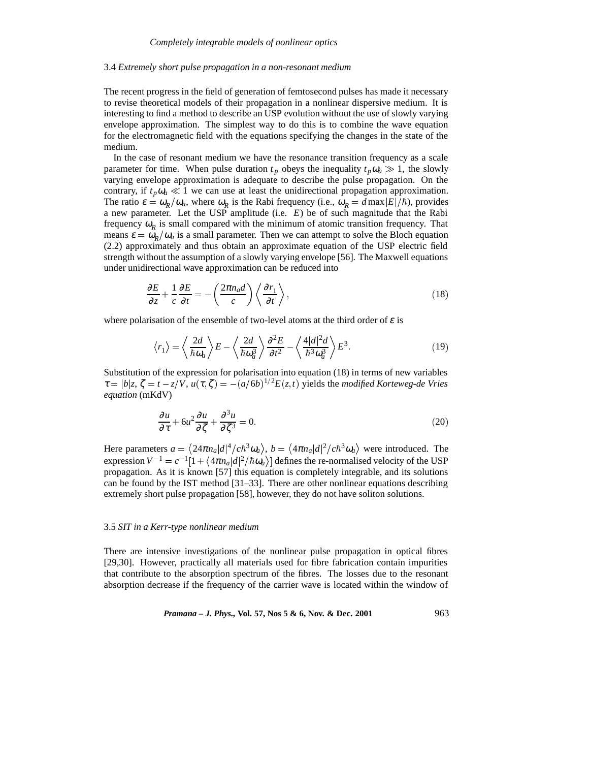### 3.4 *Extremely short pulse propagation in a non-resonant medium*

The recent progress in the field of generation of femtosecond pulses has made it necessary to revise theoretical models of their propagation in a nonlinear dispersive medium. It is interesting to find a method to describe an USP evolution without the use of slowly varying envelope approximation. The simplest way to do this is to combine the wave equation for the electromagnetic field with the equations specifying the changes in the state of the medium.

In the case of resonant medium we have the resonance transition frequency as a scale parameter for time. When pulse duration $t_p$ obeys the inequality $t_p\omega_a \gg 1$, the slowly varying envelope approximation is adequate to describe the pulse propagation. On the contrary, if $t_p\omega_a \ll 1$ we can use at least the unidirectional propagation approximation. The ratio $\varepsilon = \omega_R/\omega_a$, where $\omega_R$ is the Rabi frequency (i.e., $\omega_R = d\max|E|/\hbar$), provides a new parameter. Let the USP amplitude (i.e. $E$) be of such magnitude that the Rabi frequency $\omega_R$ is small compared with the minimum of atomic transition frequency. That means $\varepsilon = \omega_R/\omega_a$ is a small parameter. Then we can attempt to solve the Bloch equation (2.2) approximately and thus obtain an approximate equation of the USP electric field strength without the assumption of a slowly varying envelope [56]. The Maxwell equations under unidirectional wave approximation can be reduced into

$$\frac{\partial E}{\partial z} + \frac{1}{c}\frac{\partial E}{\partial t} = -\left(\frac{2\pi n_a d}{c}\right)\left\langle\frac{\partial r_1}{\partial t}\right\rangle, \tag{18}$$

where polarisation of the ensemble of two-level atoms at the third order of $\varepsilon$ is

$$\langle r_1\rangle = \left\langle\frac{2d}{\hbar\omega_a}\right\rangle E - \left\langle\frac{2d}{\hbar\omega_a^3}\right\rangle\frac{\partial^2 E}{\partial t^2} - \left\langle\frac{4|d|^2 d}{\hbar^3\omega_a^3}\right\rangle E^3. \tag{19}$$

Substitution of the expression for polarisation into equation (18) in terms of new variables $\tau = |b|z$, $\zeta = t - z/V$, $u(\tau,\zeta) = -(a/6b)^{1/2}E(z,t)$ yields the *modified Korteweg-de Vries equation* (mKdV)

$$\frac{\partial u}{\partial\tau} + 6u^2\frac{\partial u}{\partial\zeta} + \frac{\partial^3 u}{\partial\zeta^3} = 0. \tag{20}$$

Here parameters $a = \langle 24\pi n_a|d|^4/c\hbar^3\omega_a\rangle$, $b = \langle 4\pi n_a|d|^2/c\hbar^3\omega_a\rangle$ were introduced. The expression $V^{-1} = c^{-1}[1 + \langle 4\pi n_a|d|^2/\hbar\omega_a\rangle]$ defines the re-normalised velocity of the USP propagation. As it is known [57] this equation is completely integrable, and its solutions can be found by the IST method [31–33]. There are other nonlinear equations describing extremely short pulse propagation [58], however, they do not have soliton solutions.

### 3.5 *SIT in a Kerr-type nonlinear medium*

There are intensive investigations of the nonlinear pulse propagation in optical fibres [29,30]. However, practically all materials used for fibre fabrication contain impurities that contribute to the absorption spectrum of the fibres. The losses due to the resonant absorption decrease if the frequency of the carrier wave is located within the window of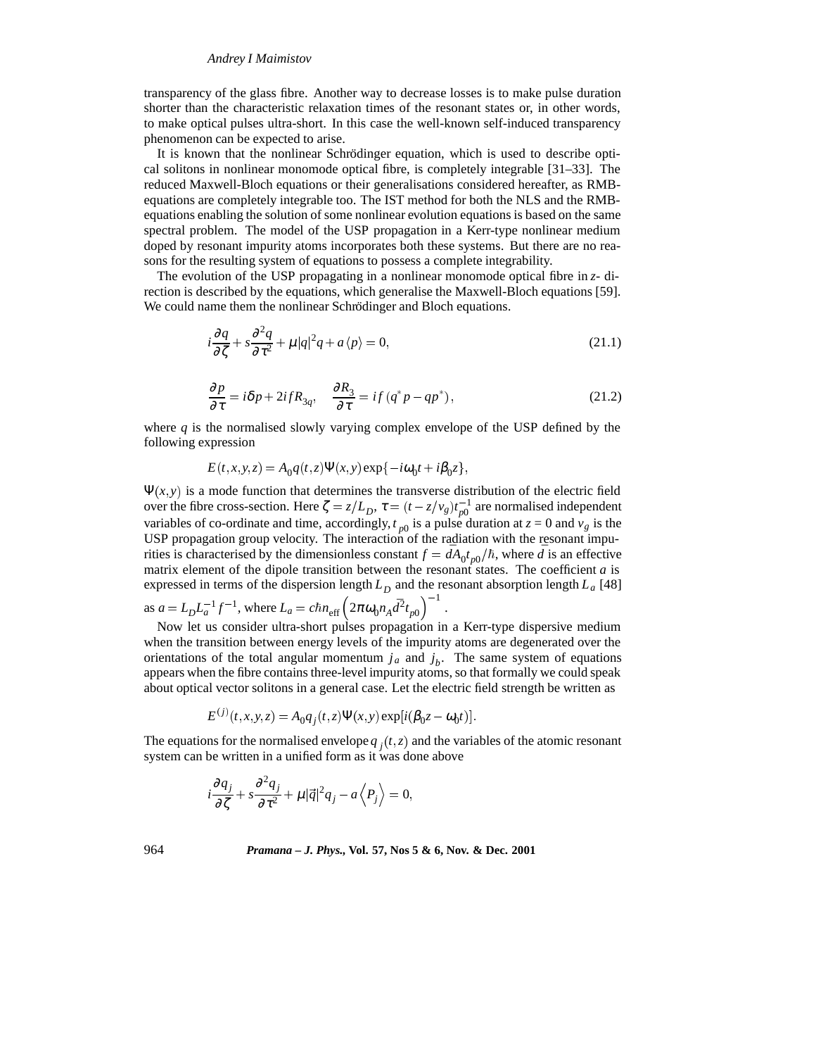transparency of the glass fibre. Another way to decrease losses is to make pulse duration shorter than the characteristic relaxation times of the resonant states or, in other words, to make optical pulses ultra-short. In this case the well-known self-induced transparency phenomenon can be expected to arise.

It is known that the nonlinear Schrödinger equation, which is used to describe optical solitons in nonlinear monomode optical fibre, is completely integrable [31–33]. The reduced Maxwell-Bloch equations or their generalisations considered hereafter, as RMB-equations are completely integrable too. The IST method for both the NLS and the RMB-equations enabling the solution of some nonlinear evolution equations is based on the same spectral problem. The model of the USP propagation in a Kerr-type nonlinear medium doped by resonant impurity atoms incorporates both these systems. But there are no reasons for the resulting system of equations to possess a complete integrability.

The evolution of the USP propagating in a nonlinear monomode optical fibre in $z$- direction is described by the equations, which generalise the Maxwell-Bloch equations [59]. We could name them the nonlinear Schrödinger and Bloch equations.

$$i\frac{\partial q}{\partial \zeta} + s\frac{\partial^2 q}{\partial \tau^2} + \mu |q|^2 q + a\langle p\rangle = 0, \tag{21.1}$$

$$\frac{\partial p}{\partial \tau} = i\delta p + 2ifR_{3q}, \quad \frac{\partial R_3}{\partial \tau} = if\left(q^* p - qp^*\right), \tag{21.2}$$

where $q$ is the normalised slowly varying complex envelope of the USP defined by the following expression

$$E(t,x,y,z) = A_0 q(t,z)\Psi(x,y)\exp\{-i\omega_0 t + i\beta_0 z\},$$

$\Psi(x,y)$ is a mode function that determines the transverse distribution of the electric field over the fibre cross-section. Here $\zeta = z/L_D$, $\tau = (t - z/v_g)t_{p0}^{-1}$ are normalised independent variables of co-ordinate and time, accordingly, $t_{p0}$ is a pulse duration at $z = 0$ and $v_g$ is the USP propagation group velocity. The interaction of the radiation with the resonant impurities is characterised by the dimensionless constant $f = \bar{d}A_0 t_{p0}/\hbar$, where $\bar{d}$ is an effective matrix element of the dipole transition between the resonant states. The coefficient $a$ is expressed in terms of the dispersion length $L_D$ and the resonant absorption length $L_a$ [48] as $a = L_D L_a^{-1} f^{-1}$, where $L_a = c\hbar n_{\mathrm{eff}}\left(2\pi\omega_0 n_A \bar{d}^2 t_{p0}\right)^{-1}$.

Now let us consider ultra-short pulses propagation in a Kerr-type dispersive medium when the transition between energy levels of the impurity atoms are degenerated over the orientations of the total angular momentum $j_a$ and $j_b$. The same system of equations appears when the fibre contains three-level impurity atoms, so that formally we could speak about optical vector solitons in a general case. Let the electric field strength be written as

$$E^{(j)}(t,x,y,z) = A_0 q_j(t,z)\Psi(x,y)\exp[i(\beta_0 z - \omega_0 t)].$$

The equations for the normalised envelope $q_j(t,z)$ and the variables of the atomic resonant system can be written in a unified form as it was done above

$$i\frac{\partial q_j}{\partial \zeta} + s\frac{\partial^2 q_j}{\partial \tau^2} + \mu|\vec{q}|^2 q_j - a\left\langle P_j\right\rangle = 0,$$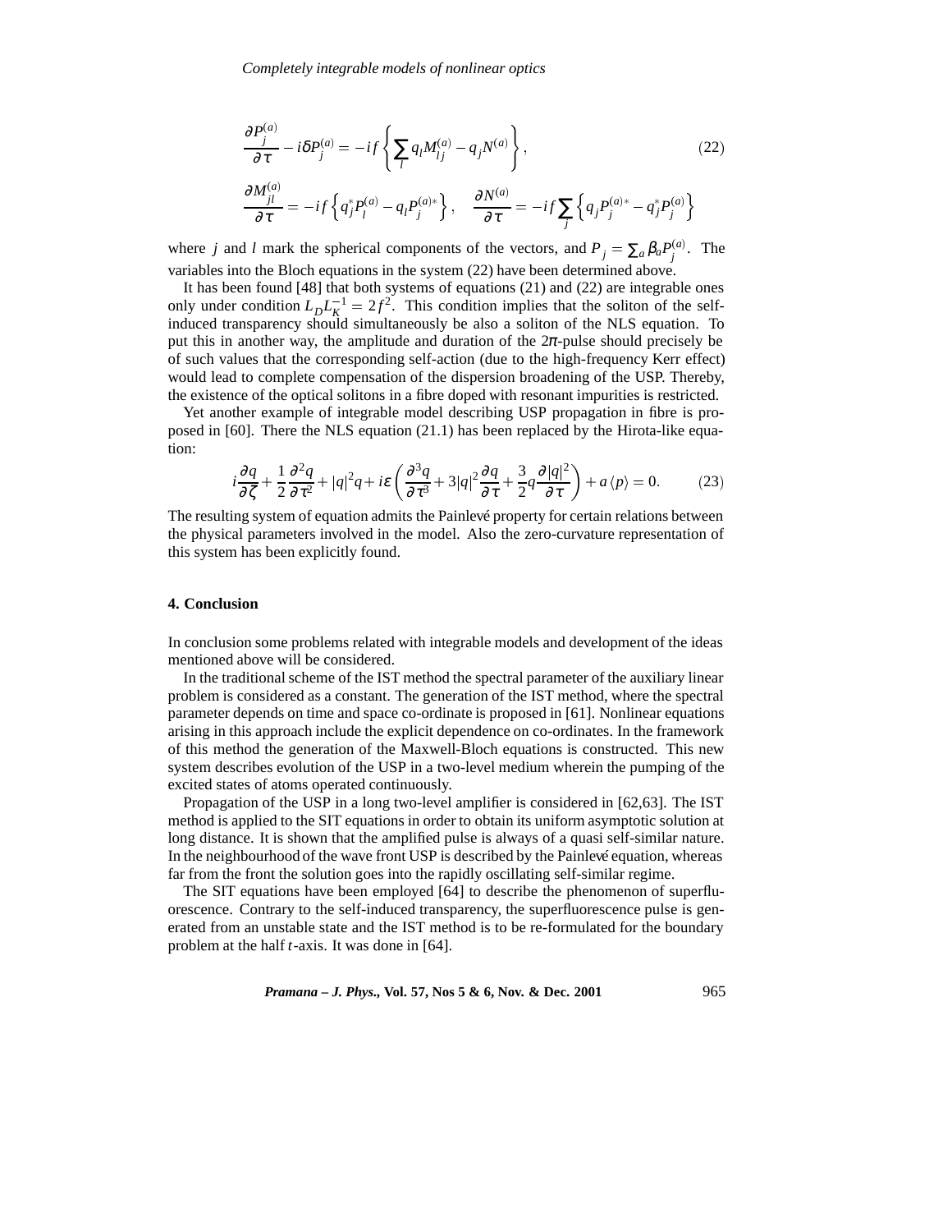$$
\frac{\partial P_j^{(a)}}{\partial \tau} - i\delta P_j^{(a)} = -if\left\{\sum_l q_l M_{lj}^{(a)} - q_j N^{(a)}\right\}, \tag{22}
$$

$$
\frac{\partial M_{jl}^{(a)}}{\partial \tau} = -if\left\{q_j^* P_l^{(a)} - q_l P_j^{(a)*}\right\}, \quad \frac{\partial N^{(a)}}{\partial \tau} = -if\sum_j\left\{q_j P_j^{(a)*} - q_j^* P_j^{(a)}\right\}
$$

where $j$ and $l$ mark the spherical components of the vectors, and $P_j = \sum_a \beta_a P_j^{(a)}$. The variables into the Bloch equations in the system (22) have been determined above.

It has been found [48] that both systems of equations (21) and (22) are integrable ones only under condition $L_D L_K^{-1} = 2f^2$. This condition implies that the soliton of the self-induced transparency should simultaneously be also a soliton of the NLS equation. To put this in another way, the amplitude and duration of the $2\pi$-pulse should precisely be of such values that the corresponding self-action (due to the high-frequency Kerr effect) would lead to complete compensation of the dispersion broadening of the USP. Thereby, the existence of the optical solitons in a fibre doped with resonant impurities is restricted.

Yet another example of integrable model describing USP propagation in fibre is proposed in [60]. There the NLS equation (21.1) has been replaced by the Hirota-like equation:

$$
i\frac{\partial q}{\partial \zeta} + \frac{1}{2}\frac{\partial^2 q}{\partial \tau^2} + |q|^2 q + i\varepsilon\left(\frac{\partial^3 q}{\partial \tau^3} + 3|q|^2\frac{\partial q}{\partial \tau} + \frac{3}{2}q\frac{\partial |q|^2}{\partial \tau}\right) + a\langle p\rangle = 0. \tag{23}
$$

The resulting system of equation admits the Painlevé property for certain relations between the physical parameters involved in the model. Also the zero-curvature representation of this system has been explicitly found.

## 4. Conclusion

In conclusion some problems related with integrable models and development of the ideas mentioned above will be considered.

In the traditional scheme of the IST method the spectral parameter of the auxiliary linear problem is considered as a constant. The generation of the IST method, where the spectral parameter depends on time and space co-ordinate is proposed in [61]. Nonlinear equations arising in this approach include the explicit dependence on co-ordinates. In the framework of this method the generation of the Maxwell-Bloch equations is constructed. This new system describes evolution of the USP in a two-level medium wherein the pumping of the excited states of atoms operated continuously.

Propagation of the USP in a long two-level amplifier is considered in [62,63]. The IST method is applied to the SIT equations in order to obtain its uniform asymptotic solution at long distance. It is shown that the amplified pulse is always of a quasi self-similar nature. In the neighbourhood of the wave front USP is described by the Painlevé equation, whereas far from the front the solution goes into the rapidly oscillating self-similar regime.

The SIT equations have been employed [64] to describe the phenomenon of superfluorescence. Contrary to the self-induced transparency, the superfluorescence pulse is generated from an unstable state and the IST method is to be re-formulated for the boundary problem at the half $t$-axis. It was done in [64].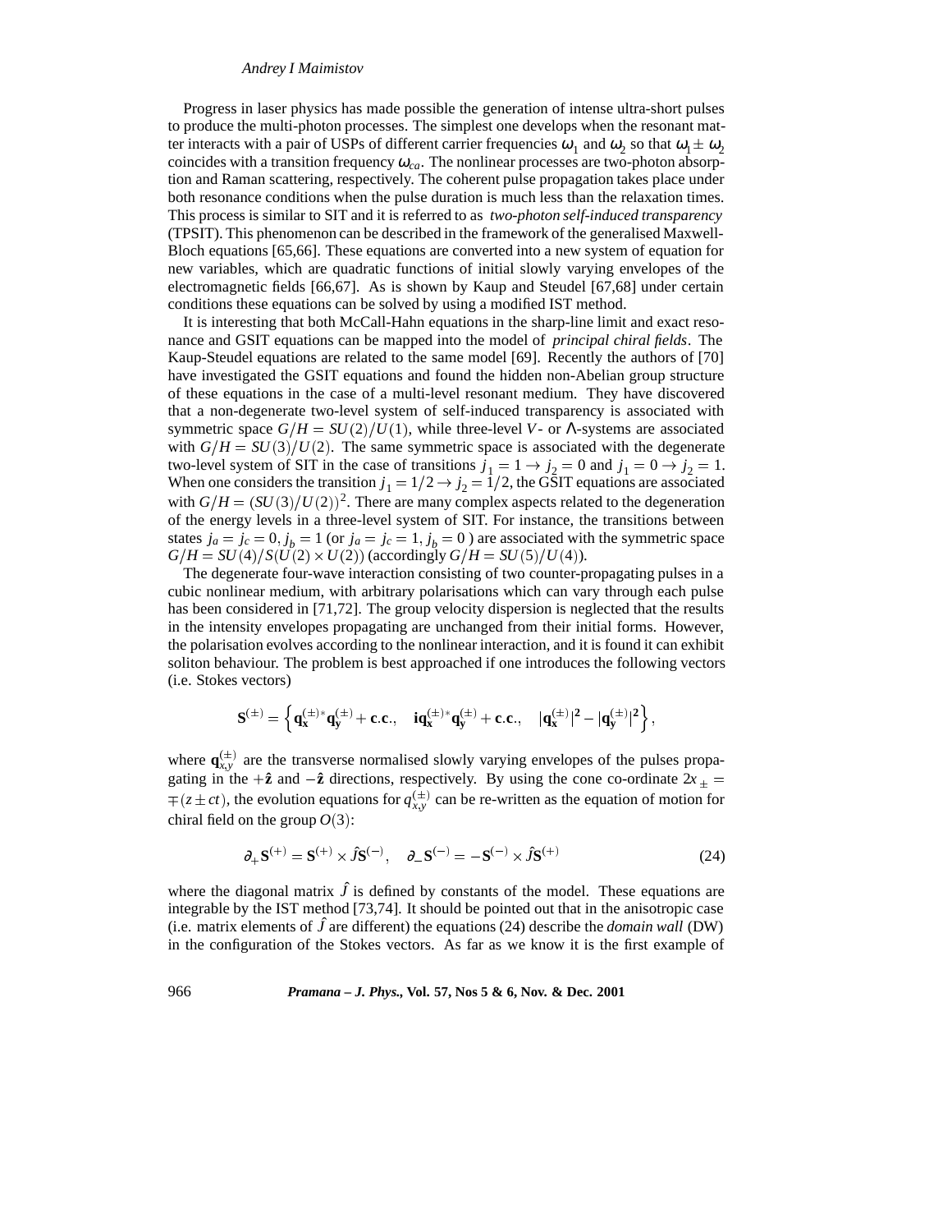Progress in laser physics has made possible the generation of intense ultra-short pulses to produce the multi-photon processes. The simplest one develops when the resonant matter interacts with a pair of USPs of different carrier frequencies $\omega_1$ and $\omega_2$ so that $\omega_1 \pm \omega_2$ coincides with a transition frequency $\omega_{ca}$. The nonlinear processes are two-photon absorption and Raman scattering, respectively. The coherent pulse propagation takes place under both resonance conditions when the pulse duration is much less than the relaxation times. This process is similar to SIT and it is referred to as *two-photon self-induced transparency* (TPSIT). This phenomenon can be described in the framework of the generalised Maxwell-Bloch equations [65,66]. These equations are converted into a new system of equation for new variables, which are quadratic functions of initial slowly varying envelopes of the electromagnetic fields [66,67]. As is shown by Kaup and Steudel [67,68] under certain conditions these equations can be solved by using a modified IST method.

It is interesting that both McCall-Hahn equations in the sharp-line limit and exact resonance and GSIT equations can be mapped into the model of *principal chiral fields*. The Kaup-Steudel equations are related to the same model [69]. Recently the authors of [70] have investigated the GSIT equations and found the hidden non-Abelian group structure of these equations in the case of a multi-level resonant medium. They have discovered that a non-degenerate two-level system of self-induced transparency is associated with symmetric space $G/H = SU(2)/U(1)$, while three-level $V$- or $\Lambda$-systems are associated with $G/H = SU(3)/U(2)$. The same symmetric space is associated with the degenerate two-level system of SIT in the case of transitions $j_1 = 1 \to j_2 = 0$ and $j_1 = 0 \to j_2 = 1$. When one considers the transition $j_1 = 1/2 \to j_2 = 1/2$, the GSIT equations are associated with $G/H = (SU(3)/U(2))^2$. There are many complex aspects related to the degeneration of the energy levels in a three-level system of SIT. For instance, the transitions between states $j_a = j_c = 0, j_b = 1$ (or $j_a = j_c = 1, j_b = 0$ ) are associated with the symmetric space $G/H = SU(4)/S(U(2) \times U(2))$ (accordingly $G/H = SU(5)/U(4)$).

The degenerate four-wave interaction consisting of two counter-propagating pulses in a cubic nonlinear medium, with arbitrary polarisations which can vary through each pulse has been considered in [71,72]. The group velocity dispersion is neglected that the results in the intensity envelopes propagating are unchanged from their initial forms. However, the polarisation evolves according to the nonlinear interaction, and it is found it can exhibit soliton behaviour. The problem is best approached if one introduces the following vectors (i.e. Stokes vectors)

$$\mathbf{S}^{(\pm)} = \left\{ \mathbf{q}_{\mathbf{x}}^{(\pm)*}\mathbf{q}_{\mathbf{y}}^{(\pm)} + \mathbf{c.c.}, \quad \mathbf{i}\mathbf{q}_{\mathbf{x}}^{(\pm)*}\mathbf{q}_{\mathbf{y}}^{(\pm)} + \mathbf{c.c.}, \quad |\mathbf{q}_{\mathbf{x}}^{(\pm)}|^{\mathbf{2}} - |\mathbf{q}_{\mathbf{y}}^{(\pm)}|^{\mathbf{2}} \right\},$$

where $\mathbf{q}_{x,y}^{(\pm)}$ are the transverse normalised slowly varying envelopes of the pulses propagating in the $+\hat{\mathbf{z}}$ and $-\hat{\mathbf{z}}$ directions, respectively. By using the cone co-ordinate $2x_{\pm} = \mp(z \pm ct)$, the evolution equations for $q_{x,y}^{(\pm)}$ can be re-written as the equation of motion for chiral field on the group $O(3)$:

$$\partial_+ \mathbf{S}^{(+)} = \mathbf{S}^{(+)} \times \hat{J}\mathbf{S}^{(-)}, \quad \partial_- \mathbf{S}^{(-)} = -\mathbf{S}^{(-)} \times \hat{J}\mathbf{S}^{(+)} \tag{24}$$

where the diagonal matrix $\hat{J}$ is defined by constants of the model. These equations are integrable by the IST method [73,74]. It should be pointed out that in the anisotropic case (i.e. matrix elements of $\hat{J}$ are different) the equations (24) describe the *domain wall* (DW) in the configuration of the Stokes vectors. As far as we know it is the first example of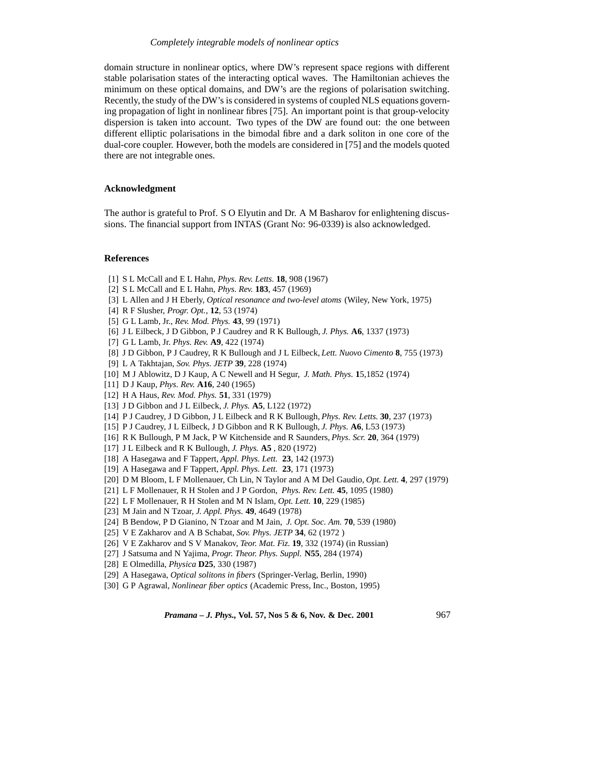domain structure in nonlinear optics, where DW's represent space regions with different stable polarisation states of the interacting optical waves. The Hamiltonian achieves the minimum on these optical domains, and DW's are the regions of polarisation switching. Recently, the study of the DW's is considered in systems of coupled NLS equations governing propagation of light in nonlinear fibres [75]. An important point is that group-velocity dispersion is taken into account. Two types of the DW are found out: the one between different elliptic polarisations in the bimodal fibre and a dark soliton in one core of the dual-core coupler. However, both the models are considered in [75] and the models quoted there are not integrable ones.

## Acknowledgment

The author is grateful to Prof. S O Elyutin and Dr. A M Basharov for enlightening discussions. The financial support from INTAS (Grant No: 96-0339) is also acknowledged.

## References

[1] S L McCall and E L Hahn, *Phys. Rev. Letts.* **18**, 908 (1967)
[2] S L McCall and E L Hahn, *Phys. Rev.* **183**, 457 (1969)
[3] L Allen and J H Eberly, *Optical resonance and two-level atoms* (Wiley, New York, 1975)
[4] R F Slusher, *Progr. Opt.*, **12**, 53 (1974)
[5] G L Lamb, Jr., *Rev. Mod. Phys.* **43**, 99 (1971)
[6] J L Eilbeck, J D Gibbon, P J Caudrey and R K Bullough, *J. Phys.* **A6**, 1337 (1973)
[7] G L Lamb, Jr. *Phys. Rev.* **A9**, 422 (1974)
[8] J D Gibbon, P J Caudrey, R K Bullough and J L Eilbeck, *Lett. Nuovo Cimento* **8**, 755 (1973)
[9] L A Takhtajan, *Sov. Phys. JETP* **39**, 228 (1974)
[10] M J Ablowitz, D J Kaup, A C Newell and H Segur, *J. Math. Phys.* **1**5,1852 (1974)
[11] D J Kaup, *Phys. Rev.* **A16**, 240 (1965)
[12] H A Haus, *Rev. Mod. Phys.* **51**, 331 (1979)
[13] J D Gibbon and J L Eilbeck, *J. Phys.* **A5**, L122 (1972)
[14] P J Caudrey, J D Gibbon, J L Eilbeck and R K Bullough, *Phys. Rev. Letts.* **30**, 237 (1973)
[15] P J Caudrey, J L Eilbeck, J D Gibbon and R K Bullough, *J. Phys.* **A6**, L53 (1973)
[16] R K Bullough, P M Jack, P W Kitchenside and R Saunders, *Phys. Scr.* **20**, 364 (1979)
[17] J L Eilbeck and R K Bullough, *J. Phys.* **A5** , 820 (1972)
[18] A Hasegawa and F Tappert, *Appl. Phys. Lett.* **23**, 142 (1973)
[19] A Hasegawa and F Tappert, *Appl. Phys. Lett.* **23**, 171 (1973)
[20] D M Bloom, L F Mollenauer, Ch Lin, N Taylor and A M Del Gaudio, *Opt. Lett.* **4**, 297 (1979)
[21] L F Mollenauer, R H Stolen and J P Gordon, *Phys. Rev. Lett.* **45**, 1095 (1980)
[22] L F Mollenauer, R H Stolen and M N Islam, *Opt. Lett.* **10**, 229 (1985)
[23] M Jain and N Tzoar, *J. Appl. Phys.* **49**, 4649 (1978)
[24] B Bendow, P D Gianino, N Tzoar and M Jain, *J. Opt. Soc. Am.* **70**, 539 (1980)
[25] V E Zakharov and A B Schabat, *Sov. Phys. JETP* **34**, 62 (1972 )
[26] V E Zakharov and S V Manakov, *Teor. Mat. Fiz.* **19**, 332 (1974) (in Russian)
[27] J Satsuma and N Yajima, *Progr. Theor. Phys. Suppl.* **N55**, 284 (1974)
[28] E Olmedilla, *Physica* **D25**, 330 (1987)
[29] A Hasegawa, *Optical solitons in fibers* (Springer-Verlag, Berlin, 1990)
[30] G P Agrawal, *Nonlinear fiber optics* (Academic Press, Inc., Boston, 1995)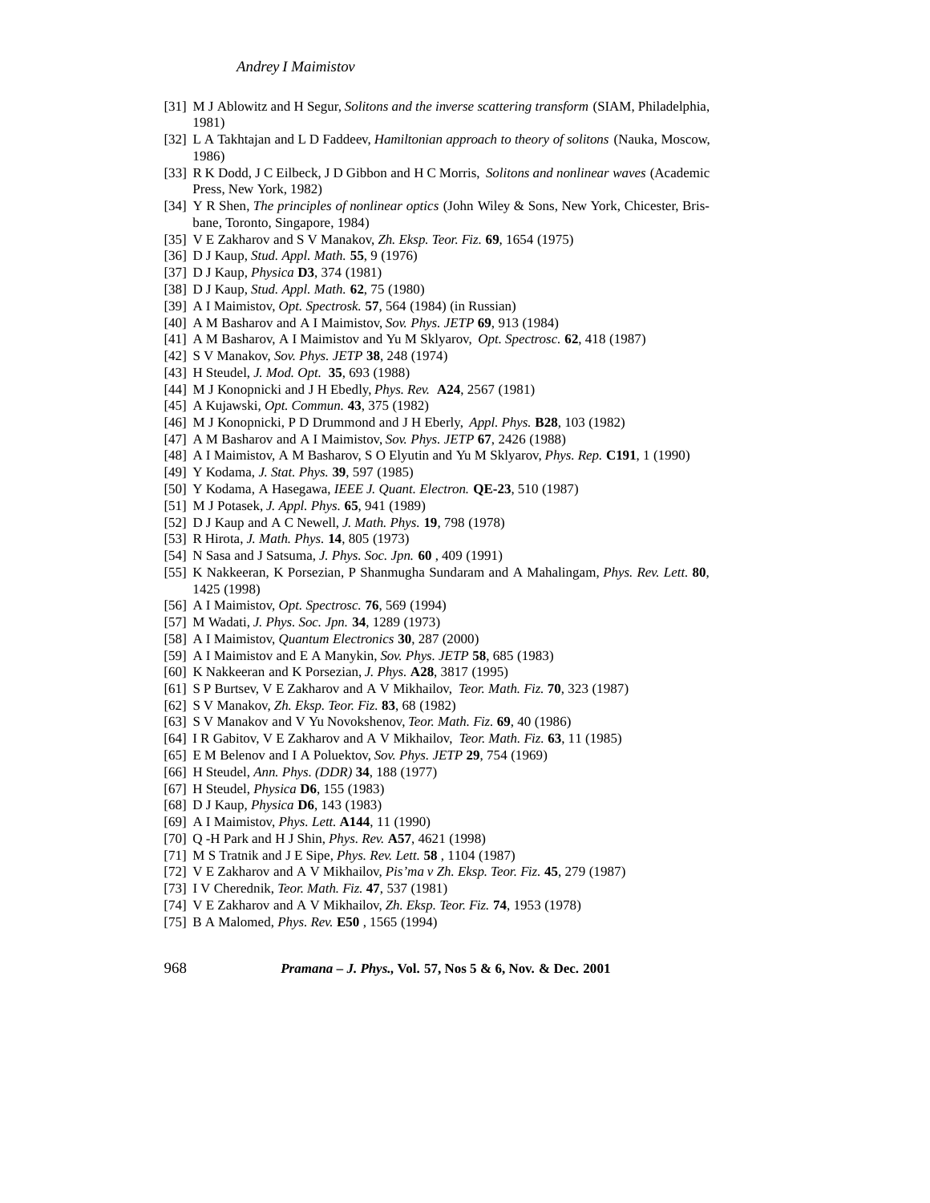[31] M J Ablowitz and H Segur, *Solitons and the inverse scattering transform* (SIAM, Philadelphia, 1981)

[32] L A Takhtajan and L D Faddeev, *Hamiltonian approach to theory of solitons* (Nauka, Moscow, 1986)

[33] R K Dodd, J C Eilbeck, J D Gibbon and H C Morris, *Solitons and nonlinear waves* (Academic Press, New York, 1982)

[34] Y R Shen, *The principles of nonlinear optics* (John Wiley & Sons, New York, Chicester, Brisbane, Toronto, Singapore, 1984)

[35] V E Zakharov and S V Manakov, *Zh. Eksp. Teor. Fiz.* **69**, 1654 (1975)

[36] D J Kaup, *Stud. Appl. Math.* **55**, 9 (1976)

[37] D J Kaup, *Physica* **D3**, 374 (1981)

[38] D J Kaup, *Stud. Appl. Math.* **62**, 75 (1980)

[39] A I Maimistov, *Opt. Spectrosk.* **57**, 564 (1984) (in Russian)

[40] A M Basharov and A I Maimistov, *Sov. Phys. JETP* **69**, 913 (1984)

[41] A M Basharov, A I Maimistov and Yu M Sklyarov, *Opt. Spectrosc.* **62**, 418 (1987)

[42] S V Manakov, *Sov. Phys. JETP* **38**, 248 (1974)

[43] H Steudel, *J. Mod. Opt.* **35**, 693 (1988)

[44] M J Konopnicki and J H Ebedly, *Phys. Rev.* **A24**, 2567 (1981)

[45] A Kujawski, *Opt. Commun.* **43**, 375 (1982)

[46] M J Konopnicki, P D Drummond and J H Eberly, *Appl. Phys.* **B28**, 103 (1982)

[47] A M Basharov and A I Maimistov, *Sov. Phys. JETP* **67**, 2426 (1988)

[48] A I Maimistov, A M Basharov, S O Elyutin and Yu M Sklyarov, *Phys. Rep.* **C191**, 1 (1990)

[49] Y Kodama, *J. Stat. Phys.* **39**, 597 (1985)

[50] Y Kodama, A Hasegawa, *IEEE J. Quant. Electron.* **QE-23**, 510 (1987)

[51] M J Potasek, *J. Appl. Phys.* **65**, 941 (1989)

[52] D J Kaup and A C Newell, *J. Math. Phys.* **19**, 798 (1978)

[53] R Hirota, *J. Math. Phys.* **14**, 805 (1973)

[54] N Sasa and J Satsuma, *J. Phys. Soc. Jpn.* **60** , 409 (1991)

[55] K Nakkeeran, K Porsezian, P Shanmugha Sundaram and A Mahalingam, *Phys. Rev. Lett.* **80**, 1425 (1998)

[56] A I Maimistov, *Opt. Spectrosc.* **76**, 569 (1994)

[57] M Wadati, *J. Phys. Soc. Jpn.* **34**, 1289 (1973)

[58] A I Maimistov, *Quantum Electronics* **30**, 287 (2000)

[59] A I Maimistov and E A Manykin, *Sov. Phys. JETP* **58**, 685 (1983)

[60] K Nakkeeran and K Porsezian, *J. Phys.* **A28**, 3817 (1995)

[61] S P Burtsev, V E Zakharov and A V Mikhailov, *Teor. Math. Fiz.* **70**, 323 (1987)

[62] S V Manakov, *Zh. Eksp. Teor. Fiz.* **83**, 68 (1982)

[63] S V Manakov and V Yu Novokshenov, *Teor. Math. Fiz.* **69**, 40 (1986)

[64] I R Gabitov, V E Zakharov and A V Mikhailov, *Teor. Math. Fiz.* **63**, 11 (1985)

[65] E M Belenov and I A Poluektov, *Sov. Phys. JETP* **29**, 754 (1969)

[66] H Steudel, *Ann. Phys. (DDR)* **34**, 188 (1977)

[67] H Steudel, *Physica* **D6**, 155 (1983)

[68] D J Kaup, *Physica* **D6**, 143 (1983)

[69] A I Maimistov, *Phys. Lett.* **A144**, 11 (1990)

[70] Q -H Park and H J Shin, *Phys. Rev.* **A57**, 4621 (1998)

[71] M S Tratnik and J E Sipe, *Phys. Rev. Lett.* **58** , 1104 (1987)

[72] V E Zakharov and A V Mikhailov, *Pis'ma v Zh. Eksp. Teor. Fiz.* **45**, 279 (1987)

[73] I V Cherednik, *Teor. Math. Fiz.* **47**, 537 (1981)

[74] V E Zakharov and A V Mikhailov, *Zh. Eksp. Teor. Fiz.* **74**, 1953 (1978)

[75] B A Malomed, *Phys. Rev.* **E50** , 1565 (1994)